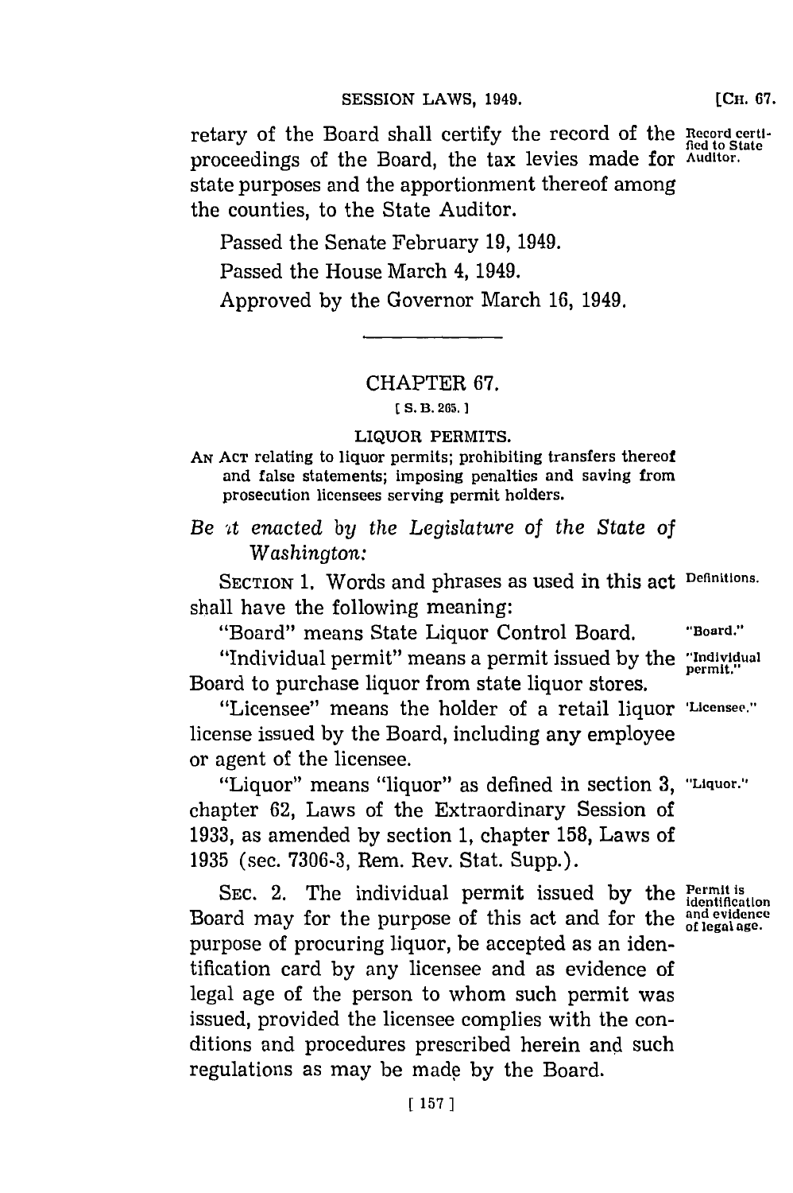retary of the Board shall certify the record of the proceedings of the Board, the tax levies made for state purposes and the apportionment thereof among the counties, to the State Auditor.

Record certified to State Auditor.

Passed the Senate February 19, 1949.

Passed the House March 4, 1949.

Approved by the Governor March 16, 1949.

---

## CHAPTER 67.

[ S. B. 265. ]

### LIQUOR PERMITS.

AN ACT relating to liquor permits; prohibiting transfers thereof and false statements; imposing penalties and saving from prosecution licensees serving permit holders.

*Be it enacted by the Legislature of the State of Washington:*

SECTION 1. Words and phrases as used in this act shall have the following meaning:

Definitions.

"Board" means State Liquor Control Board.

"Board."

"Individual permit" means a permit issued by the Board to purchase liquor from state liquor stores.

"Individual permit."

"Licensee" means the holder of a retail liquor license issued by the Board, including any employee or agent of the licensee.

"Licensee."

"Liquor" means "liquor" as defined in section 3, chapter 62, Laws of the Extraordinary Session of 1933, as amended by section 1, chapter 158, Laws of 1935 (sec. 7306-3, Rem. Rev. Stat. Supp.).

"Liquor."

SEC. 2. The individual permit issued by the Board may for the purpose of this act and for the purpose of procuring liquor, be accepted as an identification card by any licensee and as evidence of legal age of the person to whom such permit was issued, provided the licensee complies with the conditions and procedures prescribed herein and such regulations as may be made by the Board.

Permit is identification and evidence of legal age.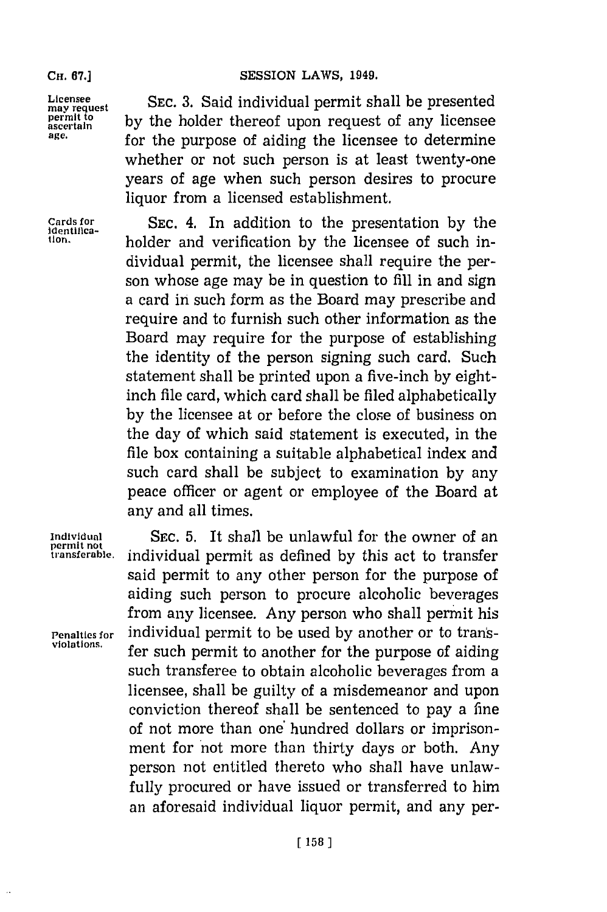Licensee may request permit to ascertain age.

SEC. 3. Said individual permit shall be presented by the holder thereof upon request of any licensee for the purpose of aiding the licensee to determine whether or not such person is at least twenty-one years of age when such person desires to procure liquor from a licensed establishment.

Cards for identification.

SEC. 4. In addition to the presentation by the holder and verification by the licensee of such individual permit, the licensee shall require the person whose age may be in question to fill in and sign a card in such form as the Board may prescribe and require and to furnish such other information as the Board may require for the purpose of establishing the identity of the person signing such card. Such statement shall be printed upon a five-inch by eight-inch file card, which card shall be filed alphabetically by the licensee at or before the close of business on the day of which said statement is executed, in the file box containing a suitable alphabetical index and such card shall be subject to examination by any peace officer or agent or employee of the Board at any and all times.

Individual permit not transferable.

SEC. 5. It shall be unlawful for the owner of an individual permit as defined by this act to transfer said permit to any other person for the purpose of aiding such person to procure alcoholic beverages from any licensee. Any person who shall permit his individual permit to be used by another or to transfer such permit to another for the purpose of aiding such transferee to obtain alcoholic beverages from a licensee, shall be guilty of a misdemeanor and upon conviction thereof shall be sentenced to pay a fine of not more than one hundred dollars or imprisonment for not more than thirty days or both. Any person not entitled thereto who shall have unlawfully procured or have issued or transferred to him an aforesaid individual liquor permit, and any per-

Penalties for violations.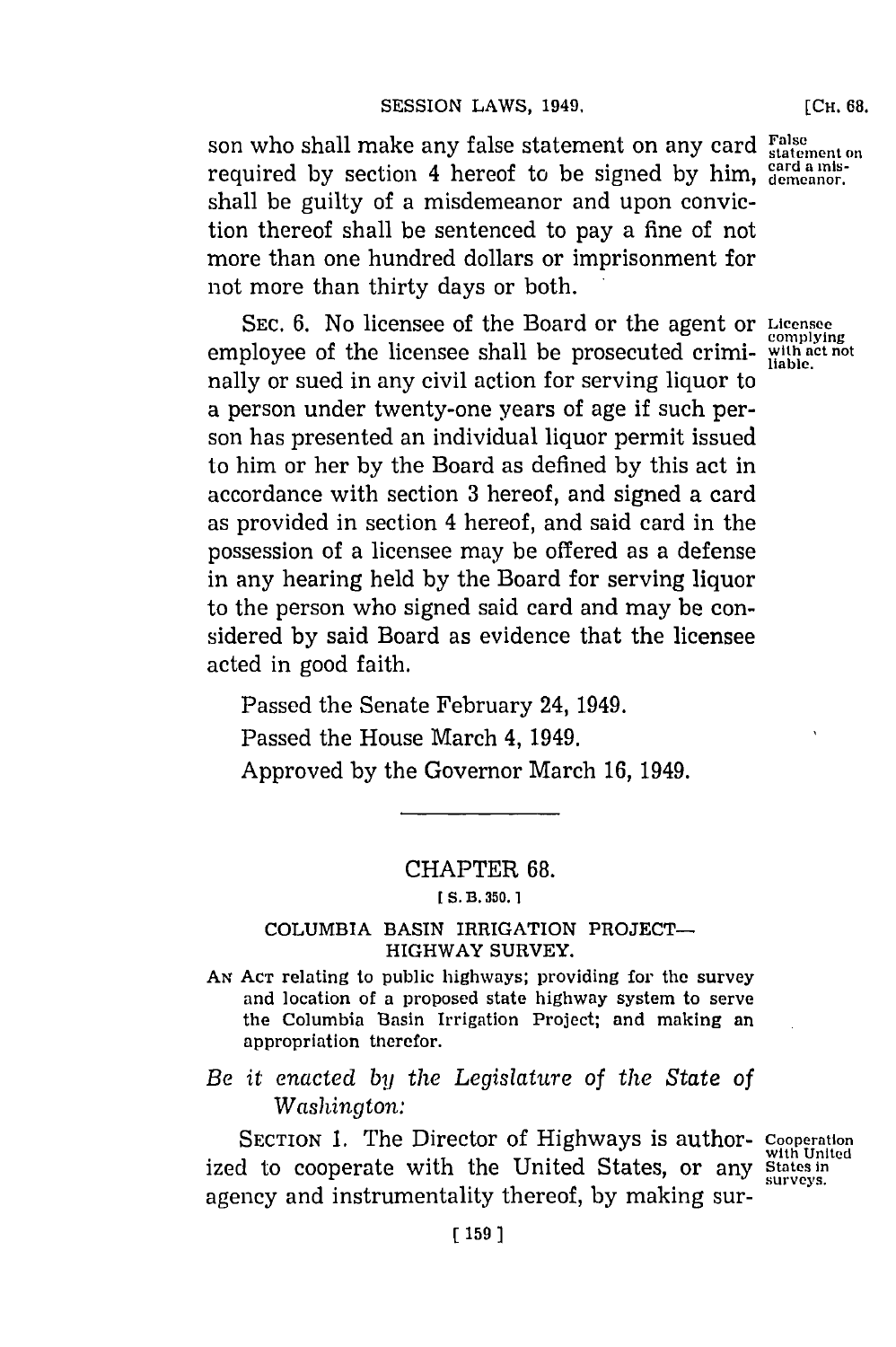son who shall make any false statement on any card required by section 4 hereof to be signed by him, shall be guilty of a misdemeanor and upon conviction thereof shall be sentenced to pay a fine of not more than one hundred dollars or imprisonment for not more than thirty days or both.

False statement on card a misdemeanor.

SEC. 6. No licensee of the Board or the agent or employee of the licensee shall be prosecuted criminally or sued in any civil action for serving liquor to a person under twenty-one years of age if such person has presented an individual liquor permit issued to him or her by the Board as defined by this act in accordance with section 3 hereof, and signed a card as provided in section 4 hereof, and said card in the possession of a licensee may be offered as a defense in any hearing held by the Board for serving liquor to the person who signed said card and may be considered by said Board as evidence that the licensee acted in good faith.

Licensee complying with act not liable.

Passed the Senate February 24, 1949.

Passed the House March 4, 1949.

Approved by the Governor March 16, 1949.

---

## CHAPTER 68.

[S. B. 350.]

### COLUMBIA BASIN IRRIGATION PROJECT—HIGHWAY SURVEY.

AN ACT relating to public highways; providing for the survey and location of a proposed state highway system to serve the Columbia Basin Irrigation Project; and making an appropriation therefor.

*Be it enacted by the Legislature of the State of Washington:*

SECTION 1. The Director of Highways is authorized to cooperate with the United States, or any agency and instrumentality thereof, by making sur-

Cooperation with United States in surveys.